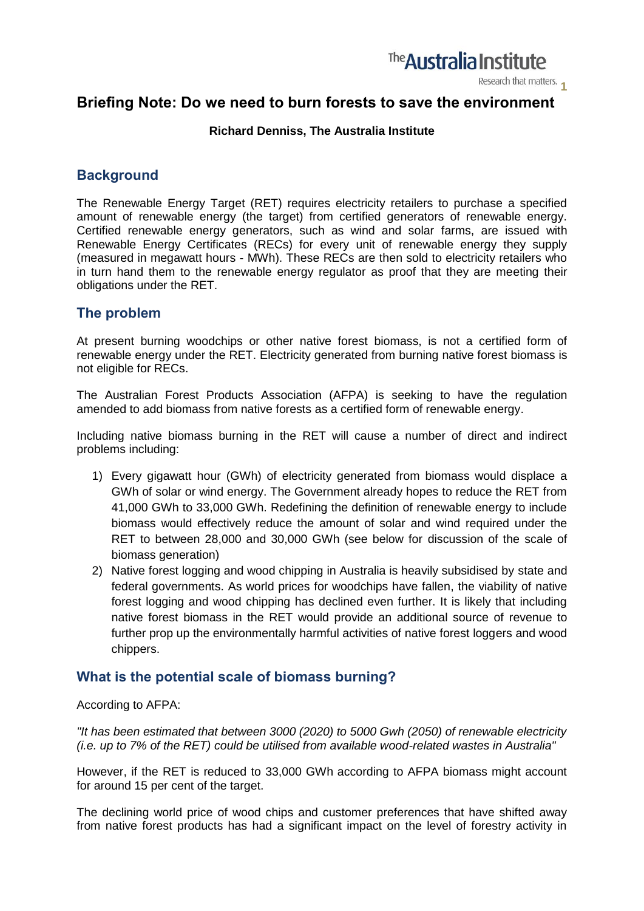# Briefing Note: Do we need to burn forests to save the environment

**Richard Denniss, The Australia Institute**

## Background

The Renewable Energy Target (RET) requires electricity retailers to purchase a specified amount of renewable energy (the target) from certified generators of renewable energy. Certified renewable energy generators, such as wind and solar farms, are issued with Renewable Energy Certificates (RECs) for every unit of renewable energy they supply (measured in megawatt hours - MWh). These RECs are then sold to electricity retailers who in turn hand them to the renewable energy regulator as proof that they are meeting their obligations under the RET.

## The problem

At present burning woodchips or other native forest biomass, is not a certified form of renewable energy under the RET. Electricity generated from burning native forest biomass is not eligible for RECs.

The Australian Forest Products Association (AFPA) is seeking to have the regulation amended to add biomass from native forests as a certified form of renewable energy.

Including native biomass burning in the RET will cause a number of direct and indirect problems including:

1) Every gigawatt hour (GWh) of electricity generated from biomass would displace a GWh of solar or wind energy. The Government already hopes to reduce the RET from 41,000 GWh to 33,000 GWh. Redefining the definition of renewable energy to include biomass would effectively reduce the amount of solar and wind required under the RET to between 28,000 and 30,000 GWh (see below for discussion of the scale of biomass generation)
2) Native forest logging and wood chipping in Australia is heavily subsidised by state and federal governments. As world prices for woodchips have fallen, the viability of native forest logging and wood chipping has declined even further. It is likely that including native forest biomass in the RET would provide an additional source of revenue to further prop up the environmentally harmful activities of native forest loggers and wood chippers.

## What is the potential scale of biomass burning?

According to AFPA:

*"It has been estimated that between 3000 (2020) to 5000 Gwh (2050) of renewable electricity (i.e. up to 7% of the RET) could be utilised from available wood-related wastes in Australia"*

However, if the RET is reduced to 33,000 GWh according to AFPA biomass might account for around 15 per cent of the target.

The declining world price of wood chips and customer preferences that have shifted away from native forest products has had a significant impact on the level of forestry activity in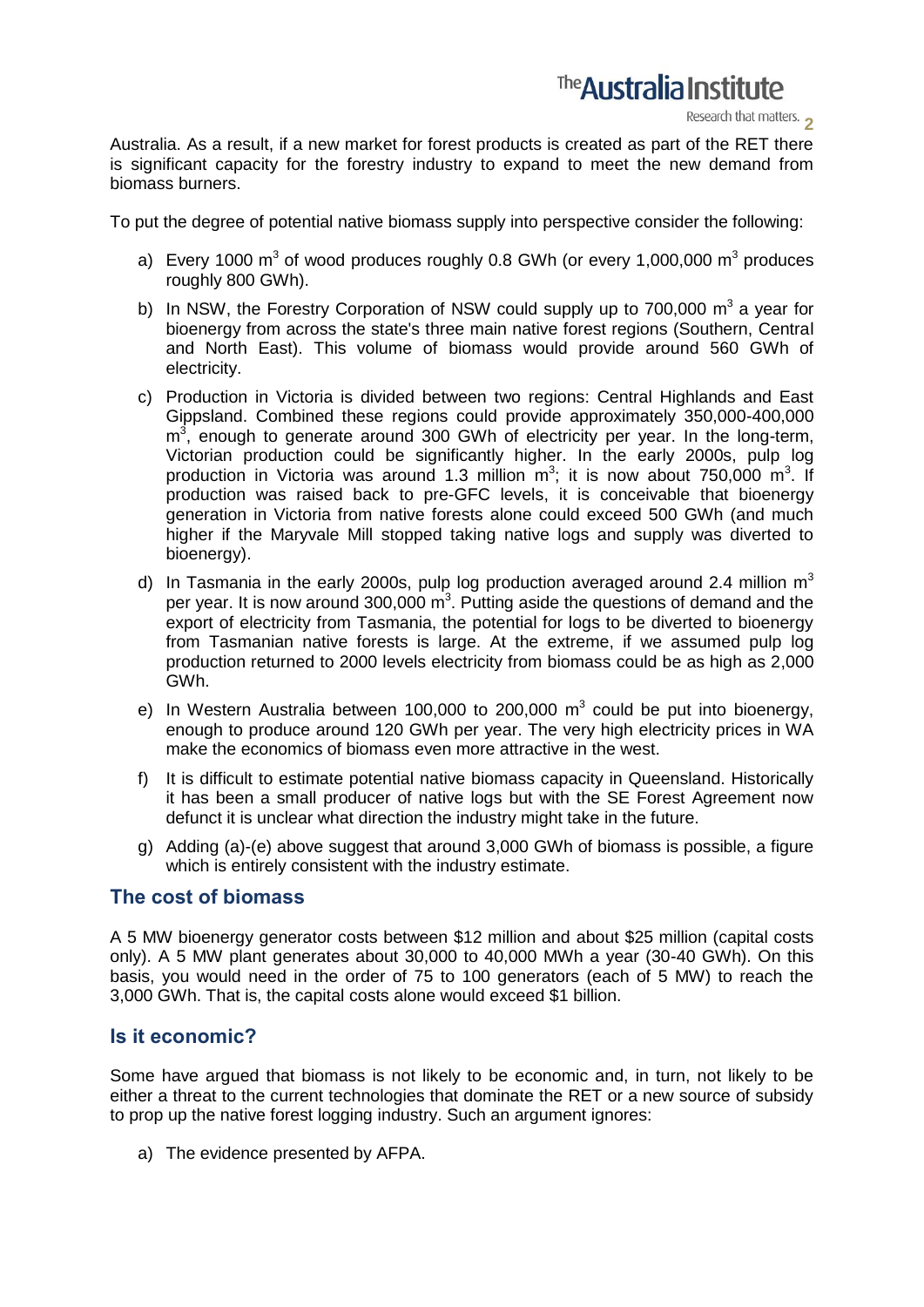Australia. As a result, if a new market for forest products is created as part of the RET there is significant capacity for the forestry industry to expand to meet the new demand from biomass burners.

To put the degree of potential native biomass supply into perspective consider the following:

a) Every 1000 $m^3$ of wood produces roughly 0.8 GWh (or every 1,000,000 $m^3$ produces roughly 800 GWh).

b) In NSW, the Forestry Corporation of NSW could supply up to 700,000 $m^3$ a year for bioenergy from across the state's three main native forest regions (Southern, Central and North East). This volume of biomass would provide around 560 GWh of electricity.

c) Production in Victoria is divided between two regions: Central Highlands and East Gippsland. Combined these regions could provide approximately 350,000-400,000 $m^3$, enough to generate around 300 GWh of electricity per year. In the long-term, Victorian production could be significantly higher. In the early 2000s, pulp log production in Victoria was around 1.3 million $m^3$; it is now about 750,000 $m^3$. If production was raised back to pre-GFC levels, it is conceivable that bioenergy generation in Victoria from native forests alone could exceed 500 GWh (and much higher if the Maryvale Mill stopped taking native logs and supply was diverted to bioenergy).

d) In Tasmania in the early 2000s, pulp log production averaged around 2.4 million $m^3$ per year. It is now around 300,000 $m^3$. Putting aside the questions of demand and the export of electricity from Tasmania, the potential for logs to be diverted to bioenergy from Tasmanian native forests is large. At the extreme, if we assumed pulp log production returned to 2000 levels electricity from biomass could be as high as 2,000 GWh.

e) In Western Australia between 100,000 to 200,000 $m^3$ could be put into bioenergy, enough to produce around 120 GWh per year. The very high electricity prices in WA make the economics of biomass even more attractive in the west.

f) It is difficult to estimate potential native biomass capacity in Queensland. Historically it has been a small producer of native logs but with the SE Forest Agreement now defunct it is unclear what direction the industry might take in the future.

g) Adding (a)-(e) above suggest that around 3,000 GWh of biomass is possible, a figure which is entirely consistent with the industry estimate.

## The cost of biomass

A 5 MW bioenergy generator costs between $12 million and about $25 million (capital costs only). A 5 MW plant generates about 30,000 to 40,000 MWh a year (30-40 GWh). On this basis, you would need in the order of 75 to 100 generators (each of 5 MW) to reach the 3,000 GWh. That is, the capital costs alone would exceed $1 billion.

## Is it economic?

Some have argued that biomass is not likely to be economic and, in turn, not likely to be either a threat to the current technologies that dominate the RET or a new source of subsidy to prop up the native forest logging industry. Such an argument ignores:

a) The evidence presented by AFPA.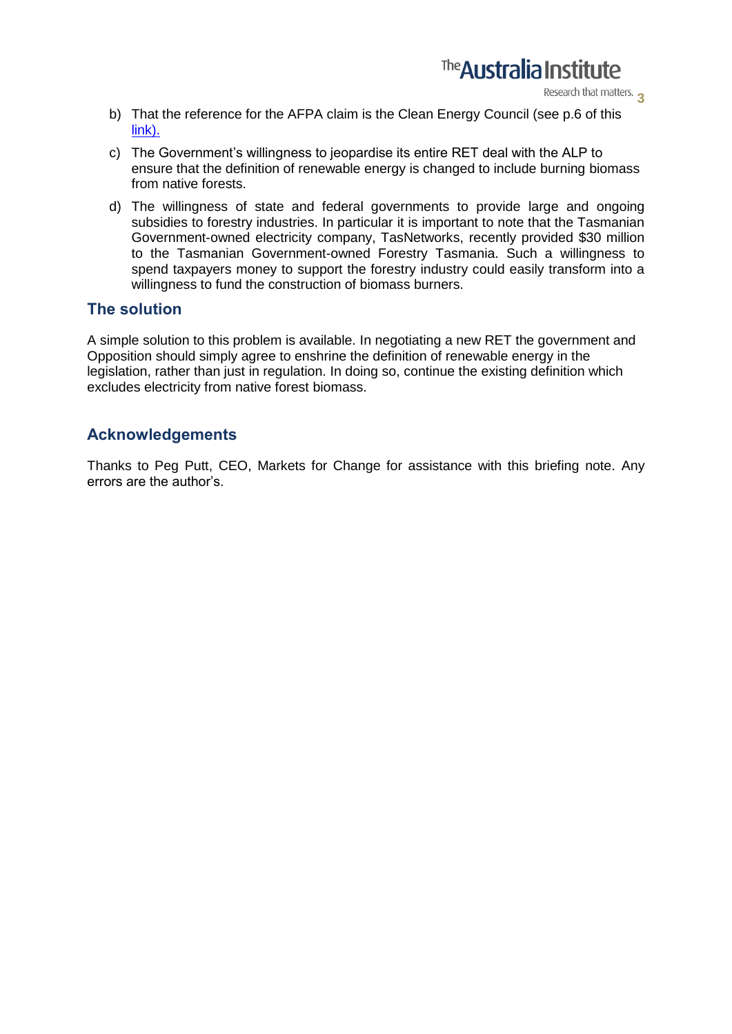b) That the reference for the AFPA claim is the Clean Energy Council (see p.6 of this link).

c) The Government's willingness to jeopardise its entire RET deal with the ALP to ensure that the definition of renewable energy is changed to include burning biomass from native forests.

d) The willingness of state and federal governments to provide large and ongoing subsidies to forestry industries. In particular it is important to note that the Tasmanian Government-owned electricity company, TasNetworks, recently provided $30 million to the Tasmanian Government-owned Forestry Tasmania. Such a willingness to spend taxpayers money to support the forestry industry could easily transform into a willingness to fund the construction of biomass burners.

## The solution

A simple solution to this problem is available. In negotiating a new RET the government and Opposition should simply agree to enshrine the definition of renewable energy in the legislation, rather than just in regulation. In doing so, continue the existing definition which excludes electricity from native forest biomass.

## Acknowledgements

Thanks to Peg Putt, CEO, Markets for Change for assistance with this briefing note. Any errors are the author's.